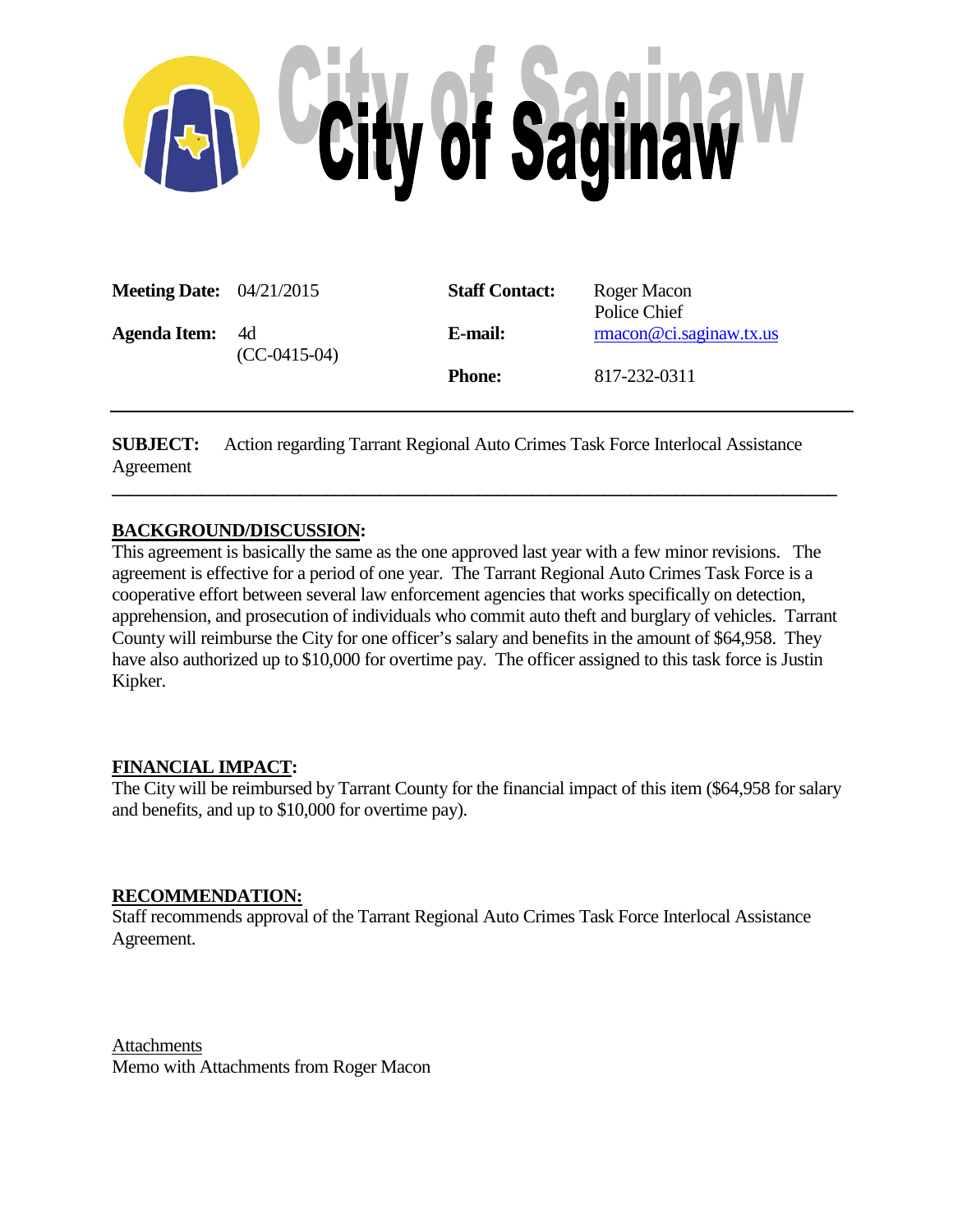# City of Saginaw

| | | | |
|---|---|---|---|
| **Meeting Date:** | 04/21/2015 | **Staff Contact:** | Roger Macon<br>Police Chief |
| **Agenda Item:** | 4d<br>(CC-0415-04) | **E-mail:** | rmacon@ci.saginaw.tx.us |
| | | **Phone:** | 817-232-0311 |

---

**SUBJECT:** Action regarding Tarrant Regional Auto Crimes Task Force Interlocal Assistance Agreement

---

## BACKGROUND/DISCUSSION:

This agreement is basically the same as the one approved last year with a few minor revisions. The agreement is effective for a period of one year. The Tarrant Regional Auto Crimes Task Force is a cooperative effort between several law enforcement agencies that works specifically on detection, apprehension, and prosecution of individuals who commit auto theft and burglary of vehicles. Tarrant County will reimburse the City for one officer's salary and benefits in the amount of $64,958. They have also authorized up to $10,000 for overtime pay. The officer assigned to this task force is Justin Kipker.

## FINANCIAL IMPACT:

The City will be reimbursed by Tarrant County for the financial impact of this item ($64,958 for salary and benefits, and up to $10,000 for overtime pay).

## RECOMMENDATION:

Staff recommends approval of the Tarrant Regional Auto Crimes Task Force Interlocal Assistance Agreement.

Attachments

Memo with Attachments from Roger Macon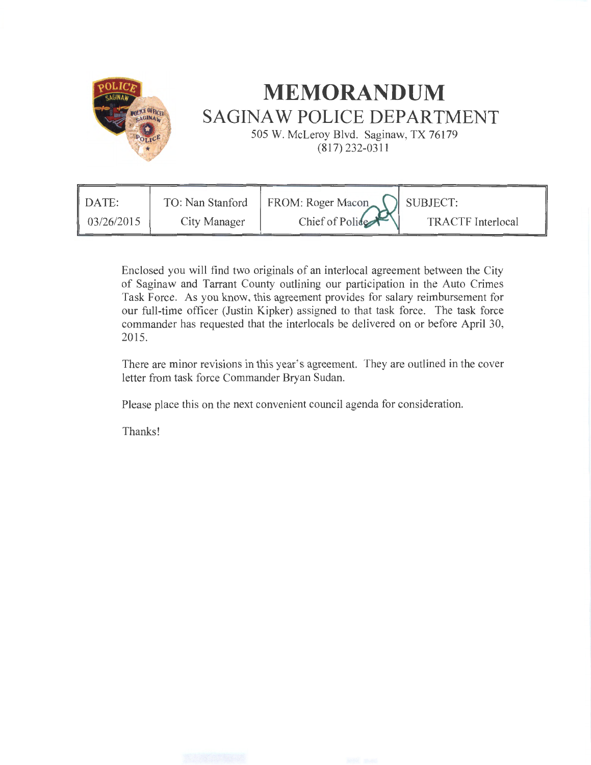# MEMORANDUM

## SAGINAW POLICE DEPARTMENT

505 W. McLeroy Blvd. Saginaw, TX 76179
(817) 232-0311

| DATE: 03/26/2015 | TO: Nan Stanford City Manager | FROM: Roger Macon Chief of Police | SUBJECT: TRACTF Interlocal |
|---|---|---|---|

Enclosed you will find two originals of an interlocal agreement between the City of Saginaw and Tarrant County outlining our participation in the Auto Crimes Task Force. As you know, this agreement provides for salary reimbursement for our full-time officer (Justin Kipker) assigned to that task force. The task force commander has requested that the interlocals be delivered on or before April 30, 2015.

There are minor revisions in this year's agreement. They are outlined in the cover letter from task force Commander Bryan Sudan.

Please place this on the next convenient council agenda for consideration.

Thanks!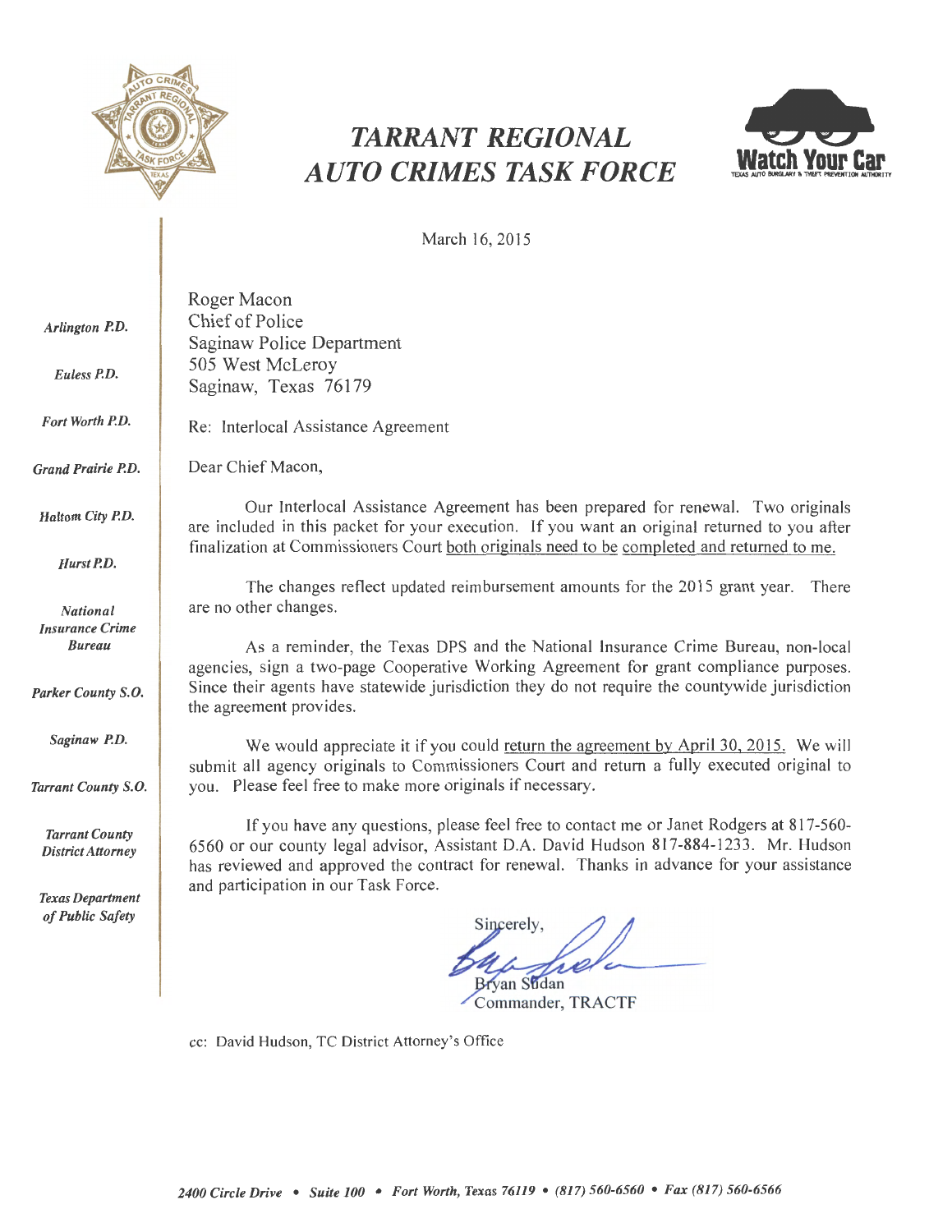# TARRANT REGIONAL AUTO CRIMES TASK FORCE

Watch Your Car
TEXAS AUTO BURGLARY & THEFT PREVENTION AUTHORITY

*Arlington P.D.*

*Euless P.D.*

*Fort Worth P.D.*

*Grand Prairie P.D.*

*Haltom City P.D.*

*Hurst P.D.*

*National Insurance Crime Bureau*

*Parker County S.O.*

*Saginaw P.D.*

*Tarrant County S.O.*

*Tarrant County District Attorney*

*Texas Department of Public Safety*

March 16, 2015

Roger Macon
Chief of Police
Saginaw Police Department
505 West McLeroy
Saginaw, Texas 76179

Re: Interlocal Assistance Agreement

Dear Chief Macon,

Our Interlocal Assistance Agreement has been prepared for renewal. Two originals are included in this packet for your execution. If you want an original returned to you after finalization at Commissioners Court both originals need to be completed and returned to me.

The changes reflect updated reimbursement amounts for the 2015 grant year. There are no other changes.

As a reminder, the Texas DPS and the National Insurance Crime Bureau, non-local agencies, sign a two-page Cooperative Working Agreement for grant compliance purposes. Since their agents have statewide jurisdiction they do not require the countywide jurisdiction the agreement provides.

We would appreciate it if you could return the agreement by April 30, 2015. We will submit all agency originals to Commissioners Court and return a fully executed original to you. Please feel free to make more originals if necessary.

If you have any questions, please feel free to contact me or Janet Rodgers at 817-560-6560 or our county legal advisor, Assistant D.A. David Hudson 817-884-1233. Mr. Hudson has reviewed and approved the contract for renewal. Thanks in advance for your assistance and participation in our Task Force.

Sincerely,

Bryan Sudan
Commander, TRACTF

cc: David Hudson, TC District Attorney's Office

*2400 Circle Drive • Suite 100 • Fort Worth, Texas 76119 • (817) 560-6560 • Fax (817) 560-6566*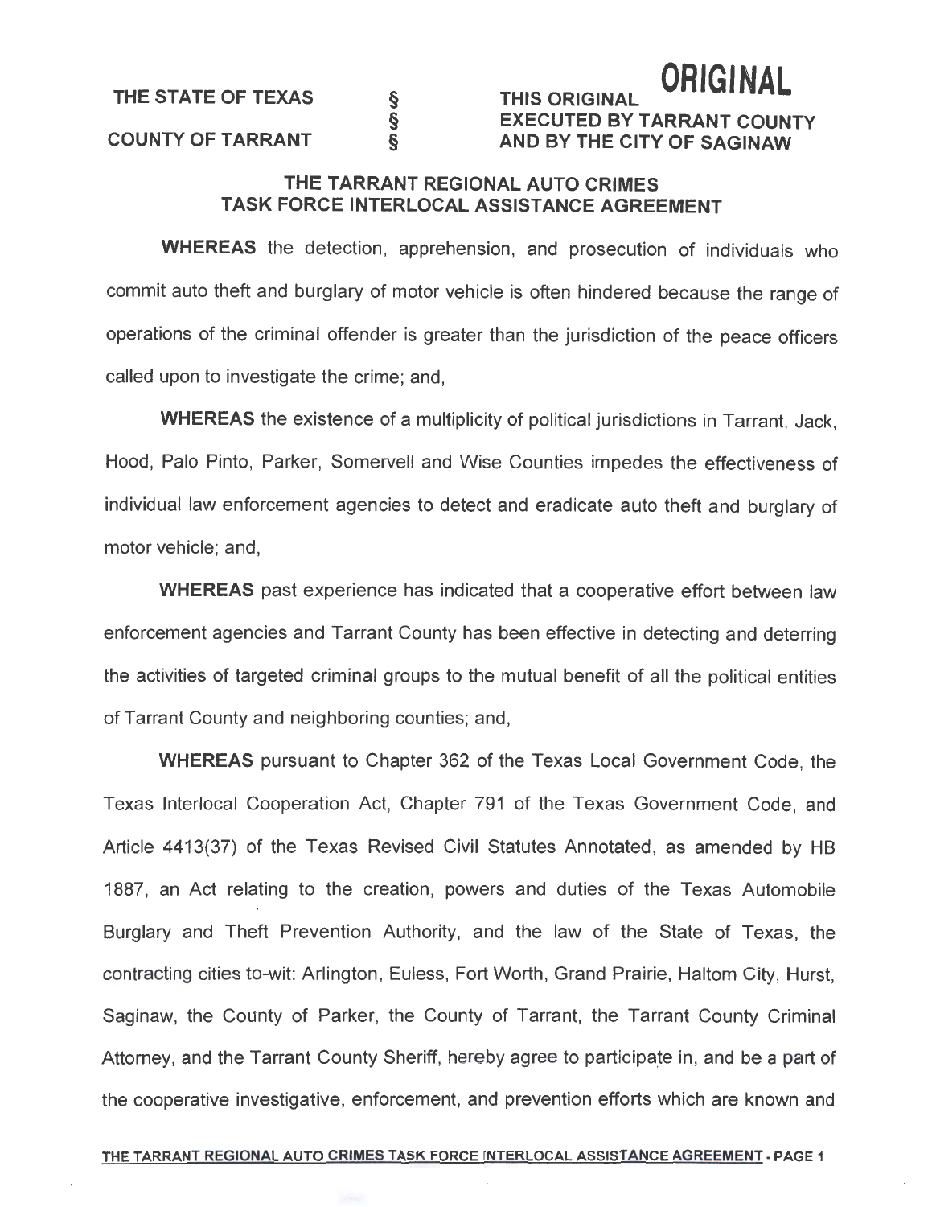THE STATE OF TEXAS §
§
COUNTY OF TARRANT §

**ORIGINAL**

THIS ORIGINAL
EXECUTED BY TARRANT COUNTY
AND BY THE CITY OF SAGINAW

## THE TARRANT REGIONAL AUTO CRIMES TASK FORCE INTERLOCAL ASSISTANCE AGREEMENT

**WHEREAS** the detection, apprehension, and prosecution of individuals who commit auto theft and burglary of motor vehicle is often hindered because the range of operations of the criminal offender is greater than the jurisdiction of the peace officers called upon to investigate the crime; and,

**WHEREAS** the existence of a multiplicity of political jurisdictions in Tarrant, Jack, Hood, Palo Pinto, Parker, Somervell and Wise Counties impedes the effectiveness of individual law enforcement agencies to detect and eradicate auto theft and burglary of motor vehicle; and,

**WHEREAS** past experience has indicated that a cooperative effort between law enforcement agencies and Tarrant County has been effective in detecting and deterring the activities of targeted criminal groups to the mutual benefit of all the political entities of Tarrant County and neighboring counties; and,

**WHEREAS** pursuant to Chapter 362 of the Texas Local Government Code, the Texas Interlocal Cooperation Act, Chapter 791 of the Texas Government Code, and Article 4413(37) of the Texas Revised Civil Statutes Annotated, as amended by HB 1887, an Act relating to the creation, powers and duties of the Texas Automobile Burglary and Theft Prevention Authority, and the law of the State of Texas, the contracting cities to-wit: Arlington, Euless, Fort Worth, Grand Prairie, Haltom City, Hurst, Saginaw, the County of Parker, the County of Tarrant, the Tarrant County Criminal Attorney, and the Tarrant County Sheriff, hereby agree to participate in, and be a part of the cooperative investigative, enforcement, and prevention efforts which are known and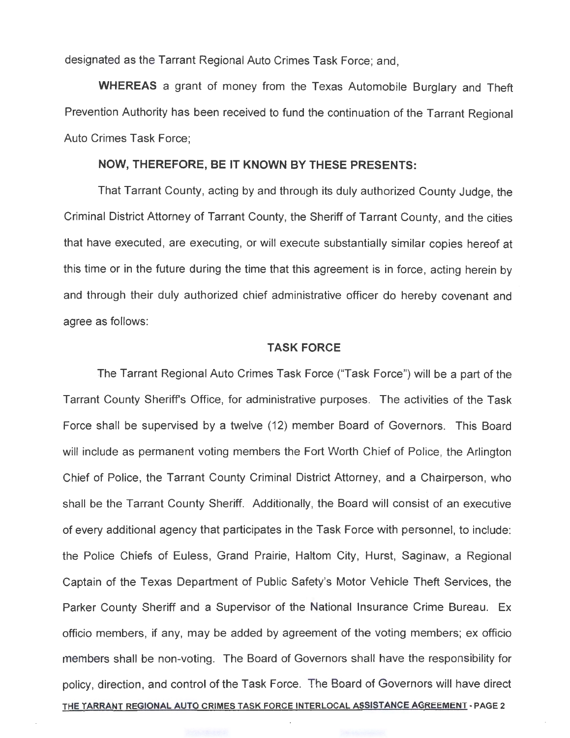designated as the Tarrant Regional Auto Crimes Task Force; and,

**WHEREAS** a grant of money from the Texas Automobile Burglary and Theft Prevention Authority has been received to fund the continuation of the Tarrant Regional Auto Crimes Task Force;

**NOW, THEREFORE, BE IT KNOWN BY THESE PRESENTS:**

That Tarrant County, acting by and through its duly authorized County Judge, the Criminal District Attorney of Tarrant County, the Sheriff of Tarrant County, and the cities that have executed, are executing, or will execute substantially similar copies hereof at this time or in the future during the time that this agreement is in force, acting herein by and through their duly authorized chief administrative officer do hereby covenant and agree as follows:

## TASK FORCE

The Tarrant Regional Auto Crimes Task Force ("Task Force") will be a part of the Tarrant County Sheriff's Office, for administrative purposes. The activities of the Task Force shall be supervised by a twelve (12) member Board of Governors. This Board will include as permanent voting members the Fort Worth Chief of Police, the Arlington Chief of Police, the Tarrant County Criminal District Attorney, and a Chairperson, who shall be the Tarrant County Sheriff. Additionally, the Board will consist of an executive of every additional agency that participates in the Task Force with personnel, to include: the Police Chiefs of Euless, Grand Prairie, Haltom City, Hurst, Saginaw, a Regional Captain of the Texas Department of Public Safety's Motor Vehicle Theft Services, the Parker County Sheriff and a Supervisor of the National Insurance Crime Bureau. Ex officio members, if any, may be added by agreement of the voting members; ex officio members shall be non-voting. The Board of Governors shall have the responsibility for policy, direction, and control of the Task Force. The Board of Governors will have direct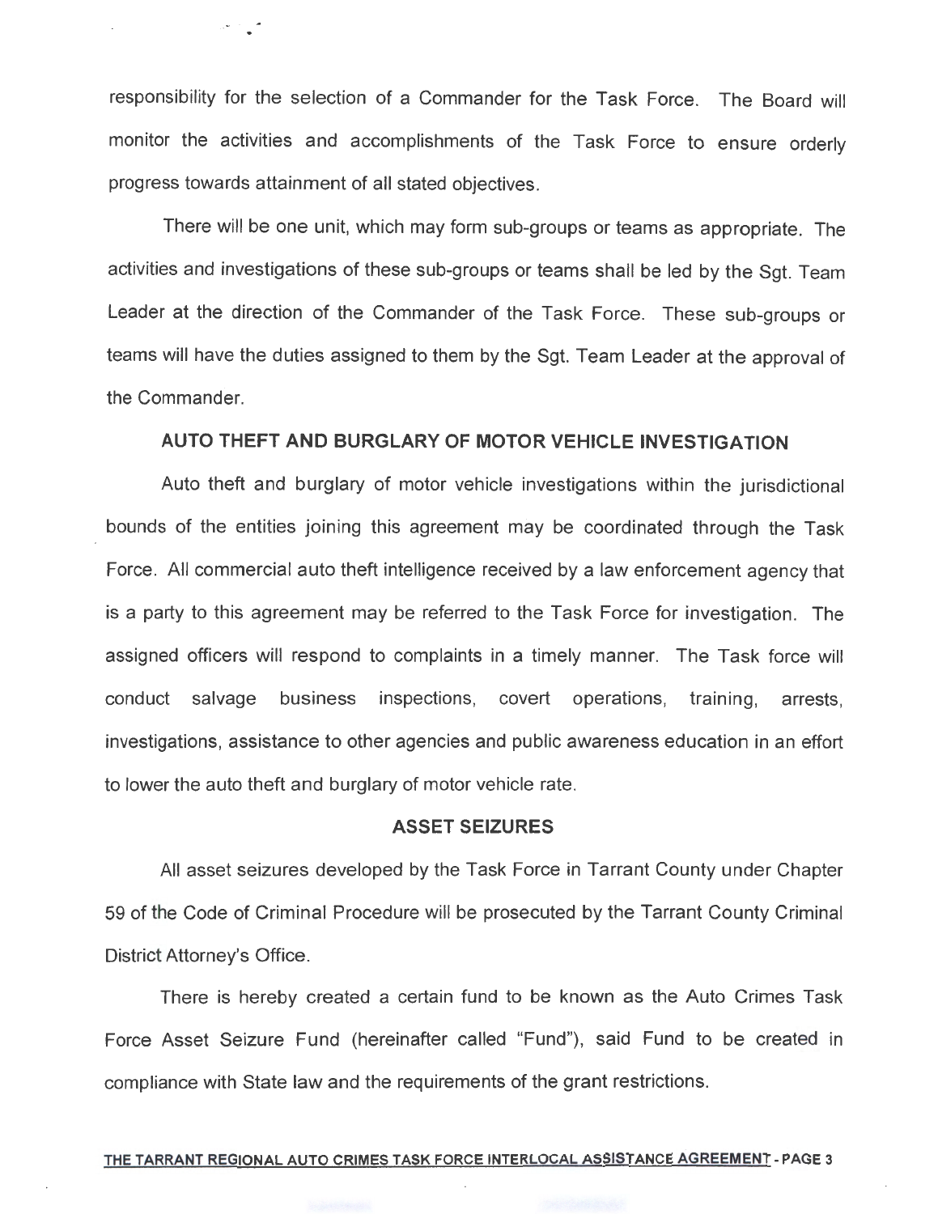responsibility for the selection of a Commander for the Task Force. The Board will monitor the activities and accomplishments of the Task Force to ensure orderly progress towards attainment of all stated objectives.

There will be one unit, which may form sub-groups or teams as appropriate. The activities and investigations of these sub-groups or teams shall be led by the Sgt. Team Leader at the direction of the Commander of the Task Force. These sub-groups or teams will have the duties assigned to them by the Sgt. Team Leader at the approval of the Commander.

## AUTO THEFT AND BURGLARY OF MOTOR VEHICLE INVESTIGATION

Auto theft and burglary of motor vehicle investigations within the jurisdictional bounds of the entities joining this agreement may be coordinated through the Task Force. All commercial auto theft intelligence received by a law enforcement agency that is a party to this agreement may be referred to the Task Force for investigation. The assigned officers will respond to complaints in a timely manner. The Task force will conduct salvage business inspections, covert operations, training, arrests, investigations, assistance to other agencies and public awareness education in an effort to lower the auto theft and burglary of motor vehicle rate.

## ASSET SEIZURES

All asset seizures developed by the Task Force in Tarrant County under Chapter 59 of the Code of Criminal Procedure will be prosecuted by the Tarrant County Criminal District Attorney's Office.

There is hereby created a certain fund to be known as the Auto Crimes Task Force Asset Seizure Fund (hereinafter called "Fund"), said Fund to be created in compliance with State law and the requirements of the grant restrictions.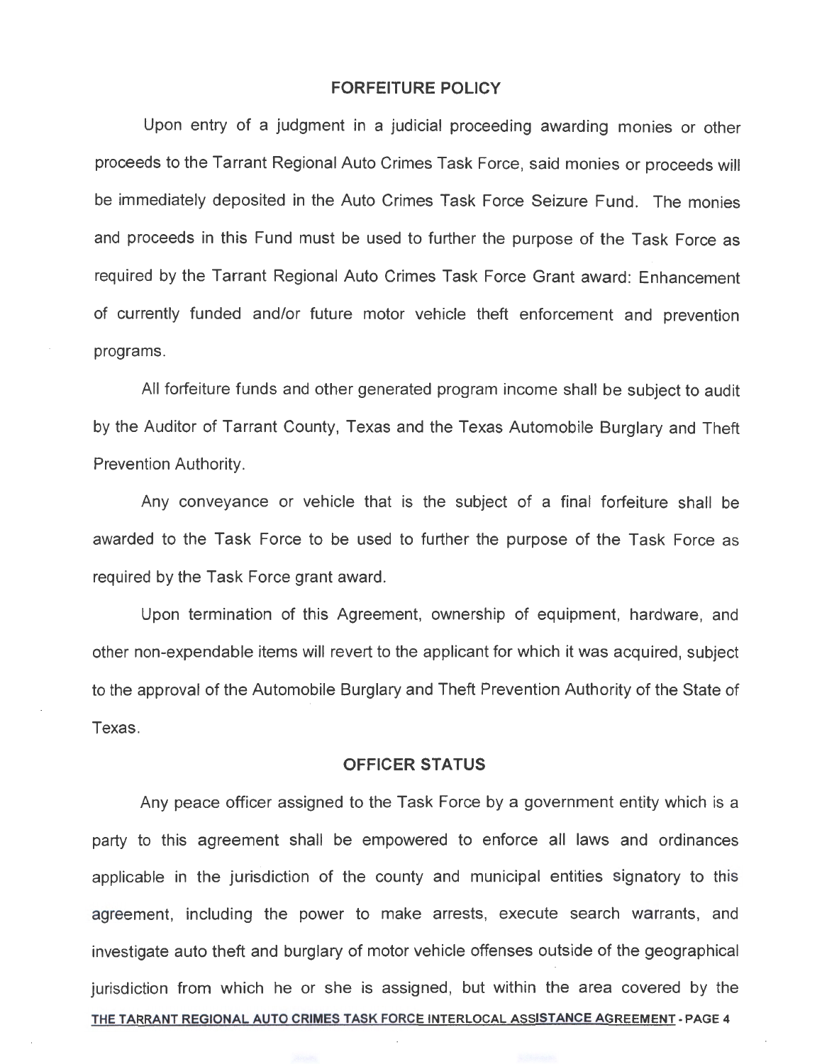## FORFEITURE POLICY

Upon entry of a judgment in a judicial proceeding awarding monies or other proceeds to the Tarrant Regional Auto Crimes Task Force, said monies or proceeds will be immediately deposited in the Auto Crimes Task Force Seizure Fund. The monies and proceeds in this Fund must be used to further the purpose of the Task Force as required by the Tarrant Regional Auto Crimes Task Force Grant award: Enhancement of currently funded and/or future motor vehicle theft enforcement and prevention programs.

All forfeiture funds and other generated program income shall be subject to audit by the Auditor of Tarrant County, Texas and the Texas Automobile Burglary and Theft Prevention Authority.

Any conveyance or vehicle that is the subject of a final forfeiture shall be awarded to the Task Force to be used to further the purpose of the Task Force as required by the Task Force grant award.

Upon termination of this Agreement, ownership of equipment, hardware, and other non-expendable items will revert to the applicant for which it was acquired, subject to the approval of the Automobile Burglary and Theft Prevention Authority of the State of Texas.

## OFFICER STATUS

Any peace officer assigned to the Task Force by a government entity which is a party to this agreement shall be empowered to enforce all laws and ordinances applicable in the jurisdiction of the county and municipal entities signatory to this agreement, including the power to make arrests, execute search warrants, and investigate auto theft and burglary of motor vehicle offenses outside of the geographical jurisdiction from which he or she is assigned, but within the area covered by the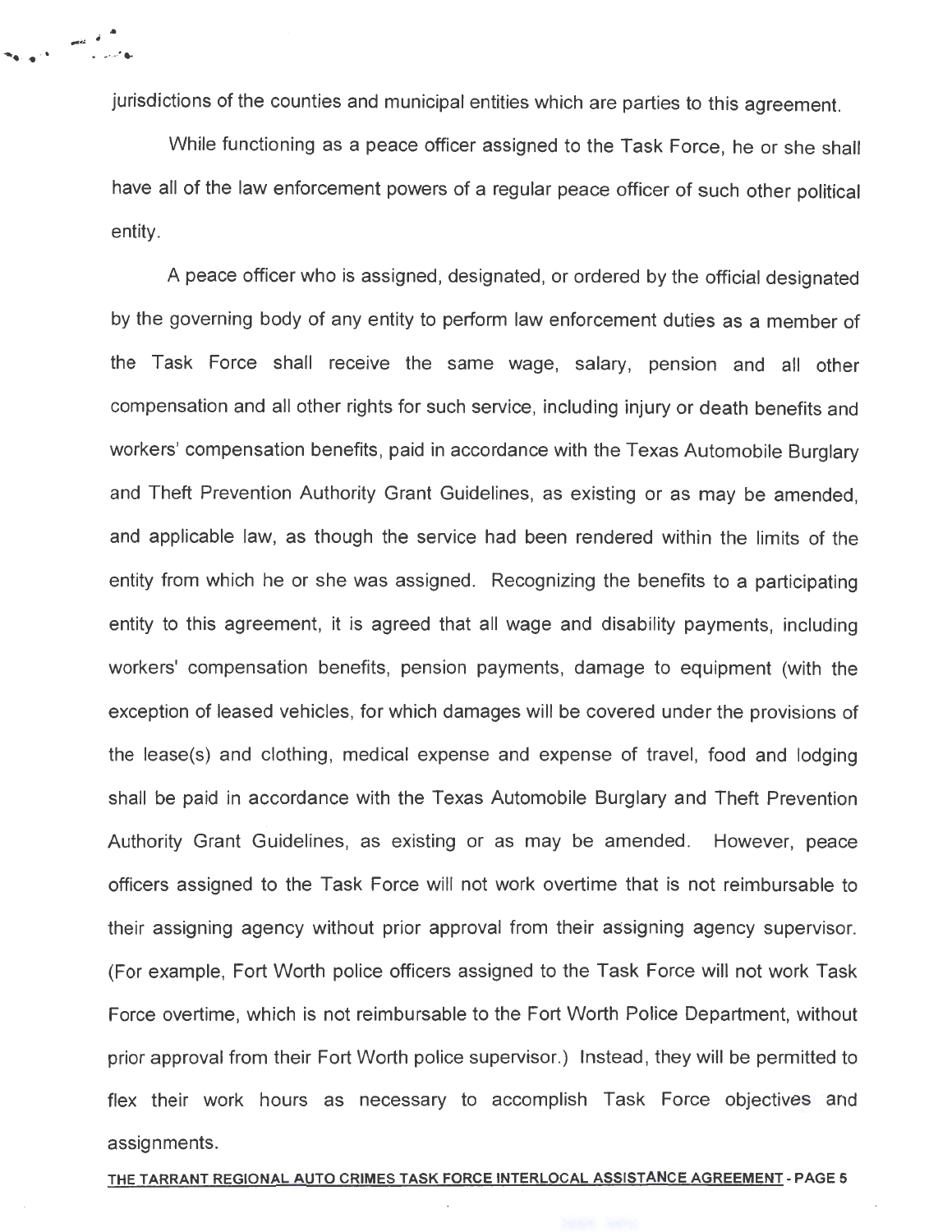jurisdictions of the counties and municipal entities which are parties to this agreement.

While functioning as a peace officer assigned to the Task Force, he or she shall have all of the law enforcement powers of a regular peace officer of such other political entity.

A peace officer who is assigned, designated, or ordered by the official designated by the governing body of any entity to perform law enforcement duties as a member of the Task Force shall receive the same wage, salary, pension and all other compensation and all other rights for such service, including injury or death benefits and workers' compensation benefits, paid in accordance with the Texas Automobile Burglary and Theft Prevention Authority Grant Guidelines, as existing or as may be amended, and applicable law, as though the service had been rendered within the limits of the entity from which he or she was assigned. Recognizing the benefits to a participating entity to this agreement, it is agreed that all wage and disability payments, including workers' compensation benefits, pension payments, damage to equipment (with the exception of leased vehicles, for which damages will be covered under the provisions of the lease(s) and clothing, medical expense and expense of travel, food and lodging shall be paid in accordance with the Texas Automobile Burglary and Theft Prevention Authority Grant Guidelines, as existing or as may be amended. However, peace officers assigned to the Task Force will not work overtime that is not reimbursable to their assigning agency without prior approval from their assigning agency supervisor. (For example, Fort Worth police officers assigned to the Task Force will not work Task Force overtime, which is not reimbursable to the Fort Worth Police Department, without prior approval from their Fort Worth police supervisor.) Instead, they will be permitted to flex their work hours as necessary to accomplish Task Force objectives and assignments.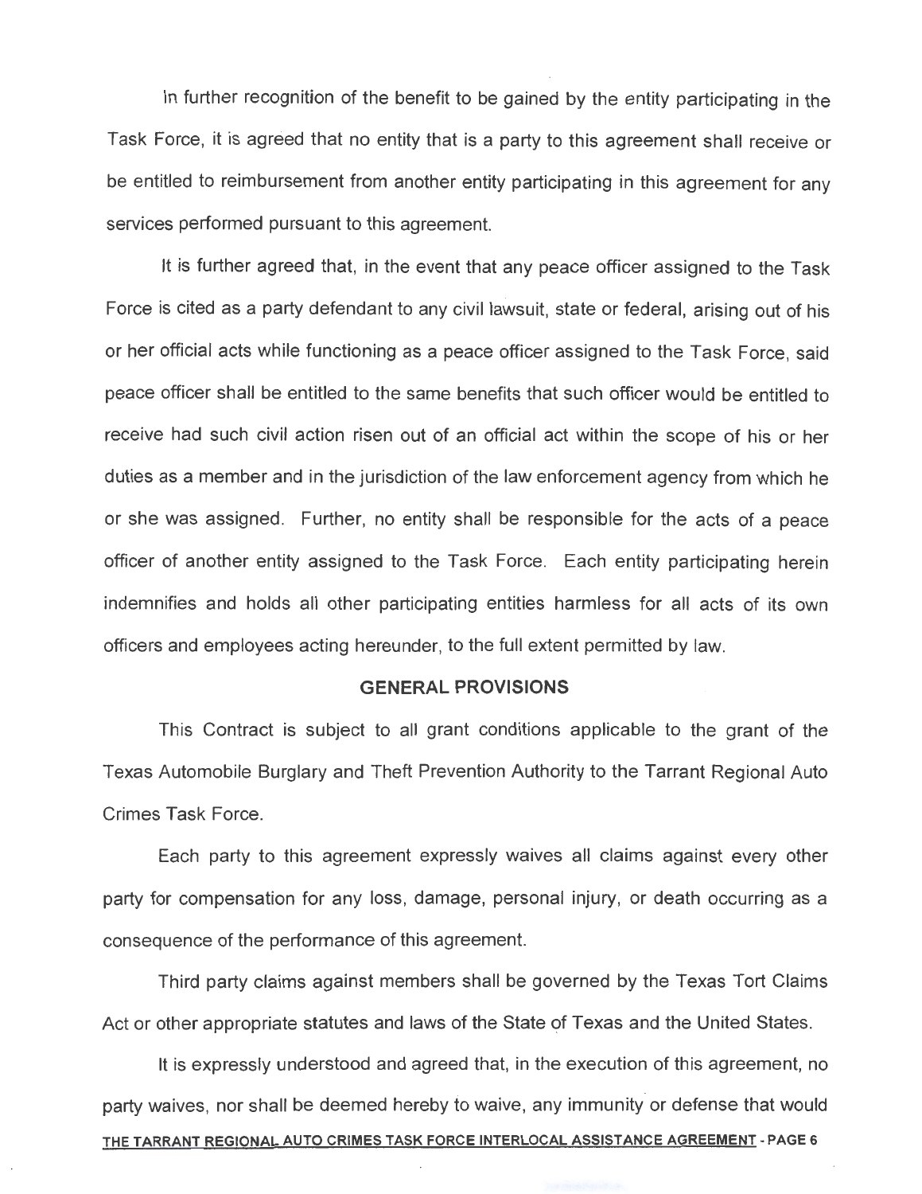In further recognition of the benefit to be gained by the entity participating in the Task Force, it is agreed that no entity that is a party to this agreement shall receive or be entitled to reimbursement from another entity participating in this agreement for any services performed pursuant to this agreement.

It is further agreed that, in the event that any peace officer assigned to the Task Force is cited as a party defendant to any civil lawsuit, state or federal, arising out of his or her official acts while functioning as a peace officer assigned to the Task Force, said peace officer shall be entitled to the same benefits that such officer would be entitled to receive had such civil action risen out of an official act within the scope of his or her duties as a member and in the jurisdiction of the law enforcement agency from which he or she was assigned. Further, no entity shall be responsible for the acts of a peace officer of another entity assigned to the Task Force. Each entity participating herein indemnifies and holds all other participating entities harmless for all acts of its own officers and employees acting hereunder, to the full extent permitted by law.

## GENERAL PROVISIONS

This Contract is subject to all grant conditions applicable to the grant of the Texas Automobile Burglary and Theft Prevention Authority to the Tarrant Regional Auto Crimes Task Force.

Each party to this agreement expressly waives all claims against every other party for compensation for any loss, damage, personal injury, or death occurring as a consequence of the performance of this agreement.

Third party claims against members shall be governed by the Texas Tort Claims Act or other appropriate statutes and laws of the State of Texas and the United States.

It is expressly understood and agreed that, in the execution of this agreement, no party waives, nor shall be deemed hereby to waive, any immunity or defense that would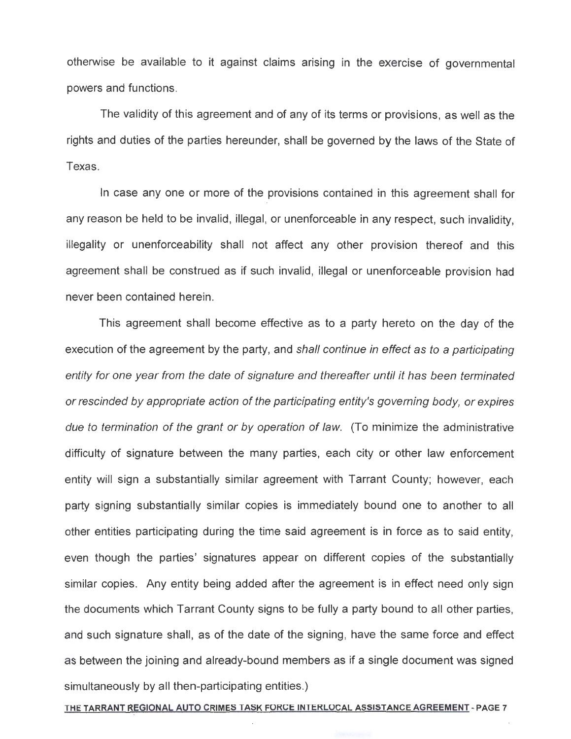otherwise be available to it against claims arising in the exercise of governmental powers and functions.

The validity of this agreement and of any of its terms or provisions, as well as the rights and duties of the parties hereunder, shall be governed by the laws of the State of Texas.

In case any one or more of the provisions contained in this agreement shall for any reason be held to be invalid, illegal, or unenforceable in any respect, such invalidity, illegality or unenforceability shall not affect any other provision thereof and this agreement shall be construed as if such invalid, illegal or unenforceable provision had never been contained herein.

This agreement shall become effective as to a party hereto on the day of the execution of the agreement by the party, and *shall continue in effect as to a participating entity for one year from the date of signature and thereafter until it has been terminated or rescinded by appropriate action of the participating entity's governing body, or expires due to termination of the grant or by operation of law.* (To minimize the administrative difficulty of signature between the many parties, each city or other law enforcement entity will sign a substantially similar agreement with Tarrant County; however, each party signing substantially similar copies is immediately bound one to another to all other entities participating during the time said agreement is in force as to said entity, even though the parties' signatures appear on different copies of the substantially similar copies. Any entity being added after the agreement is in effect need only sign the documents which Tarrant County signs to be fully a party bound to all other parties, and such signature shall, as of the date of the signing, have the same force and effect as between the joining and already-bound members as if a single document was signed simultaneously by all then-participating entities.)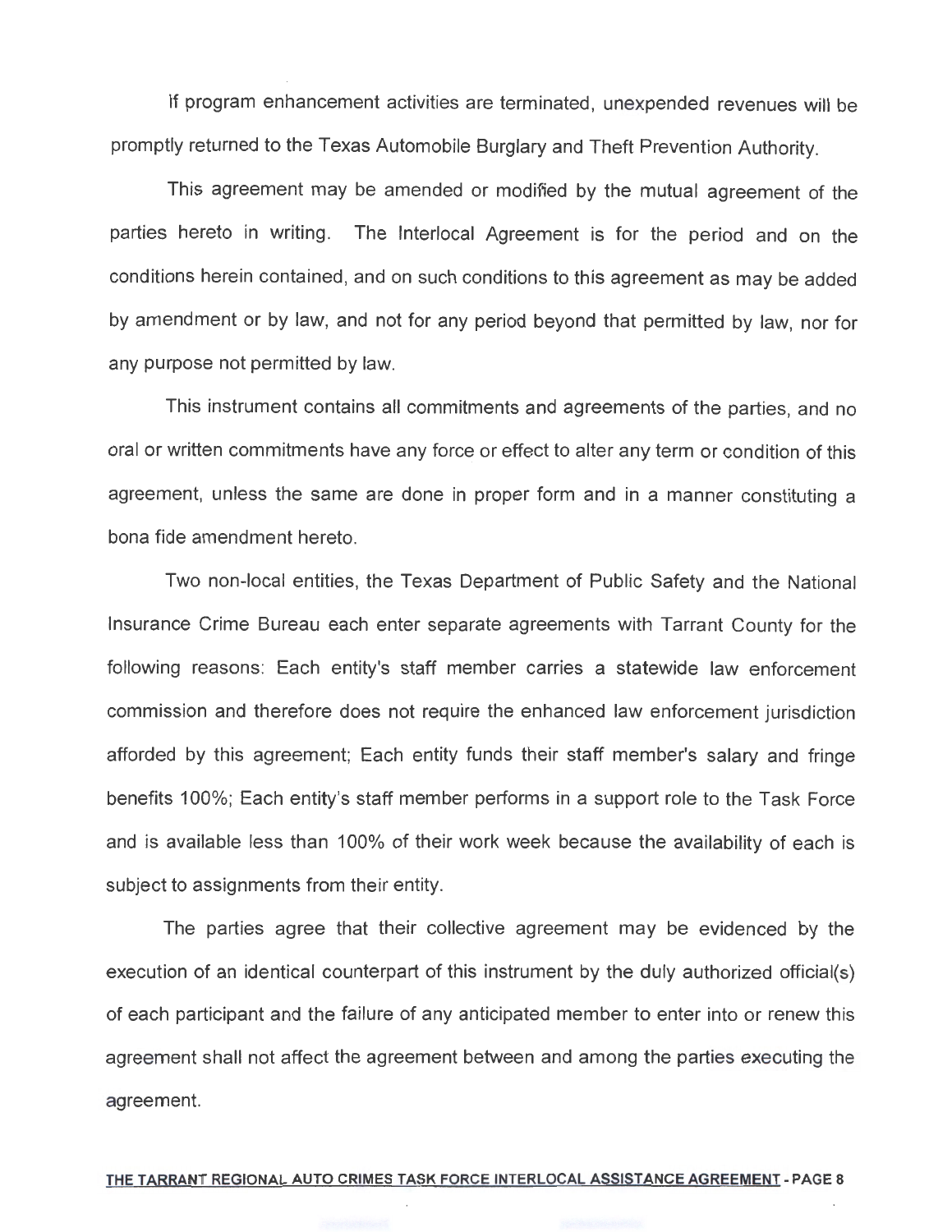If program enhancement activities are terminated, unexpended revenues will be promptly returned to the Texas Automobile Burglary and Theft Prevention Authority.

This agreement may be amended or modified by the mutual agreement of the parties hereto in writing. The Interlocal Agreement is for the period and on the conditions herein contained, and on such conditions to this agreement as may be added by amendment or by law, and not for any period beyond that permitted by law, nor for any purpose not permitted by law.

This instrument contains all commitments and agreements of the parties, and no oral or written commitments have any force or effect to alter any term or condition of this agreement, unless the same are done in proper form and in a manner constituting a bona fide amendment hereto.

Two non-local entities, the Texas Department of Public Safety and the National Insurance Crime Bureau each enter separate agreements with Tarrant County for the following reasons: Each entity's staff member carries a statewide law enforcement commission and therefore does not require the enhanced law enforcement jurisdiction afforded by this agreement; Each entity funds their staff member's salary and fringe benefits 100%; Each entity's staff member performs in a support role to the Task Force and is available less than 100% of their work week because the availability of each is subject to assignments from their entity.

The parties agree that their collective agreement may be evidenced by the execution of an identical counterpart of this instrument by the duly authorized official(s) of each participant and the failure of any anticipated member to enter into or renew this agreement shall not affect the agreement between and among the parties executing the agreement.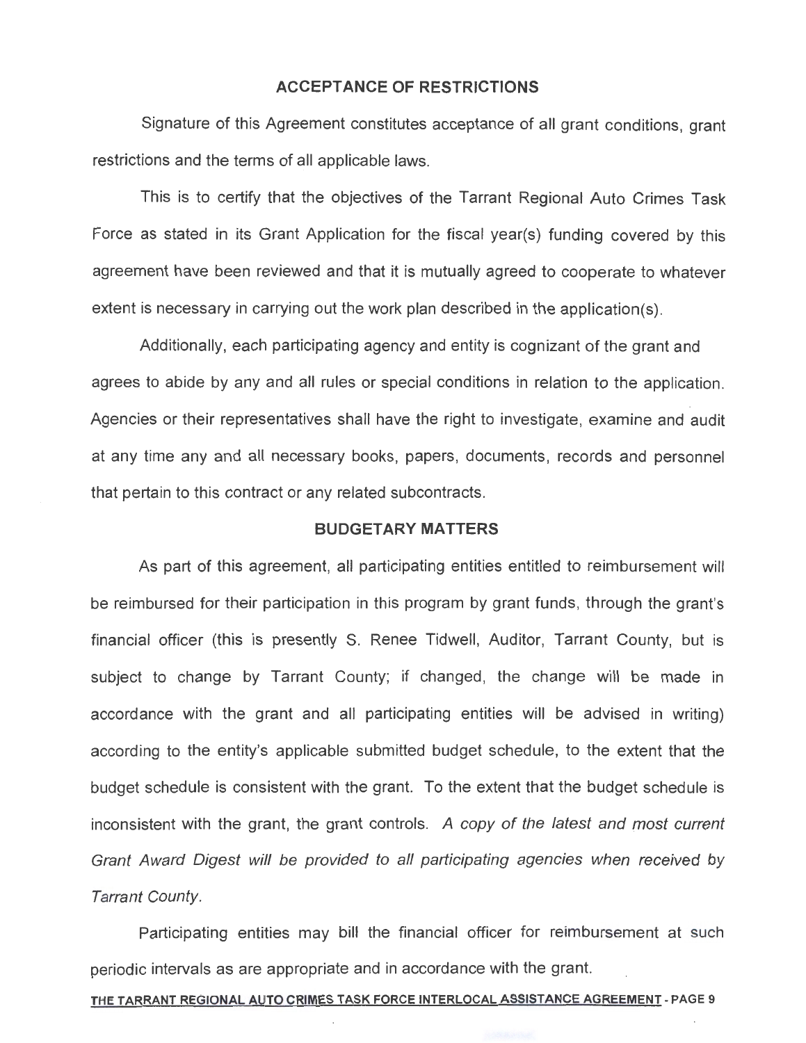## ACCEPTANCE OF RESTRICTIONS

Signature of this Agreement constitutes acceptance of all grant conditions, grant restrictions and the terms of all applicable laws.

This is to certify that the objectives of the Tarrant Regional Auto Crimes Task Force as stated in its Grant Application for the fiscal year(s) funding covered by this agreement have been reviewed and that it is mutually agreed to cooperate to whatever extent is necessary in carrying out the work plan described in the application(s).

Additionally, each participating agency and entity is cognizant of the grant and agrees to abide by any and all rules or special conditions in relation to the application. Agencies or their representatives shall have the right to investigate, examine and audit at any time any and all necessary books, papers, documents, records and personnel that pertain to this contract or any related subcontracts.

## BUDGETARY MATTERS

As part of this agreement, all participating entities entitled to reimbursement will be reimbursed for their participation in this program by grant funds, through the grant's financial officer (this is presently S. Renee Tidwell, Auditor, Tarrant County, but is subject to change by Tarrant County; if changed, the change will be made in accordance with the grant and all participating entities will be advised in writing) according to the entity's applicable submitted budget schedule, to the extent that the budget schedule is consistent with the grant. To the extent that the budget schedule is inconsistent with the grant, the grant controls. *A copy of the latest and most current Grant Award Digest will be provided to all participating agencies when received by Tarrant County.*

Participating entities may bill the financial officer for reimbursement at such periodic intervals as are appropriate and in accordance with the grant.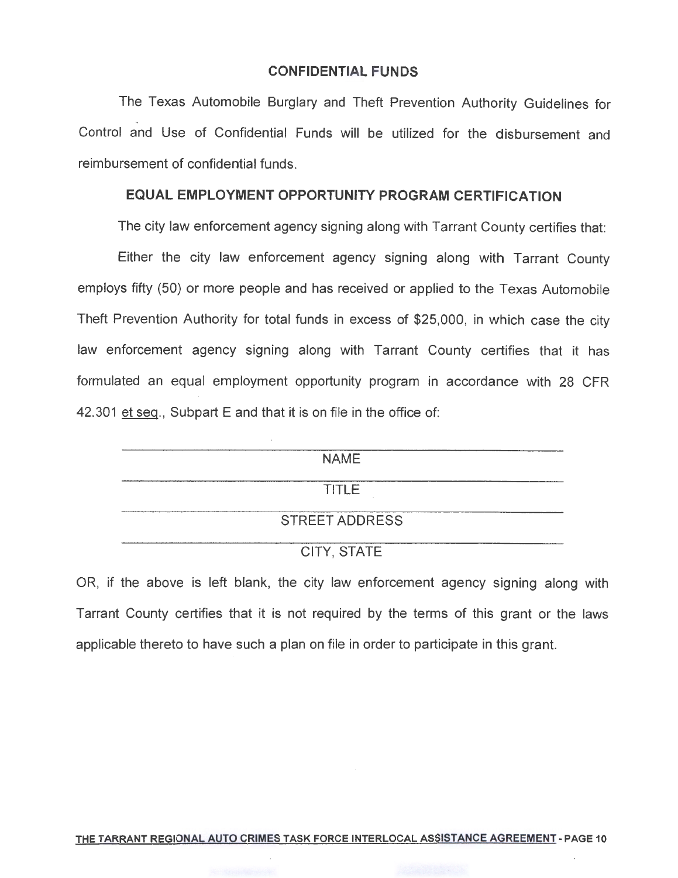## CONFIDENTIAL FUNDS

The Texas Automobile Burglary and Theft Prevention Authority Guidelines for Control and Use of Confidential Funds will be utilized for the disbursement and reimbursement of confidential funds.

## EQUAL EMPLOYMENT OPPORTUNITY PROGRAM CERTIFICATION

The city law enforcement agency signing along with Tarrant County certifies that:

Either the city law enforcement agency signing along with Tarrant County employs fifty (50) or more people and has received or applied to the Texas Automobile Theft Prevention Authority for total funds in excess of $25,000, in which case the city law enforcement agency signing along with Tarrant County certifies that it has formulated an equal employment opportunity program in accordance with 28 CFR 42.301 et seq., Subpart E and that it is on file in the office of:

\_\_\_\_\_\_\_\_\_\_\_\_\_\_\_\_\_\_\_\_\_\_\_\_\_\_\_\_\_\_\_\_\_\_\_\_\_\_\_\_
NAME

\_\_\_\_\_\_\_\_\_\_\_\_\_\_\_\_\_\_\_\_\_\_\_\_\_\_\_\_\_\_\_\_\_\_\_\_\_\_\_\_
TITLE

\_\_\_\_\_\_\_\_\_\_\_\_\_\_\_\_\_\_\_\_\_\_\_\_\_\_\_\_\_\_\_\_\_\_\_\_\_\_\_\_
STREET ADDRESS

\_\_\_\_\_\_\_\_\_\_\_\_\_\_\_\_\_\_\_\_\_\_\_\_\_\_\_\_\_\_\_\_\_\_\_\_\_\_\_\_
CITY, STATE

OR, if the above is left blank, the city law enforcement agency signing along with Tarrant County certifies that it is not required by the terms of this grant or the laws applicable thereto to have such a plan on file in order to participate in this grant.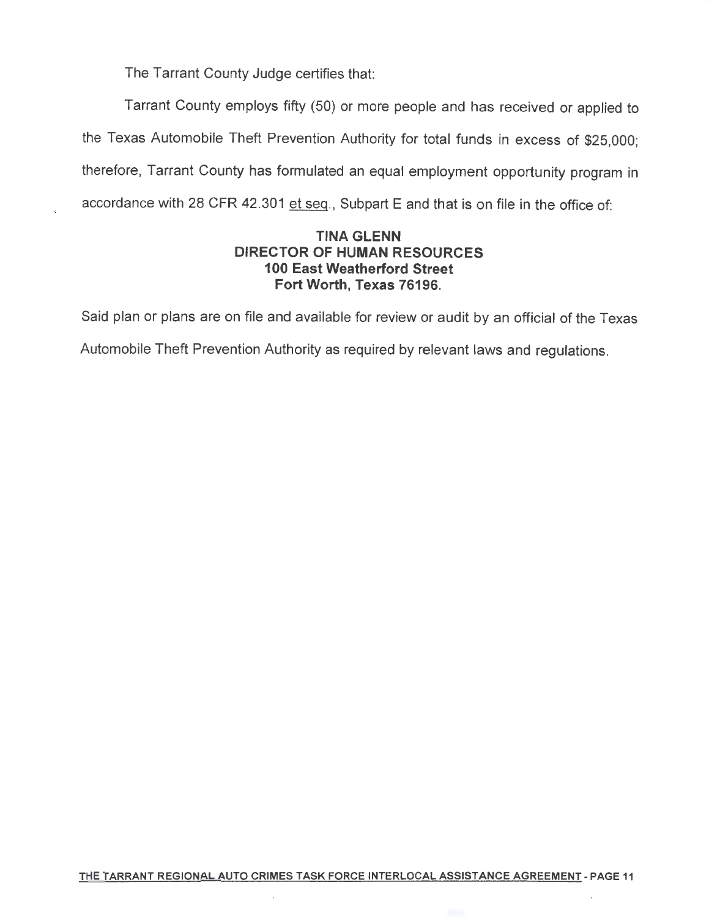The Tarrant County Judge certifies that:

Tarrant County employs fifty (50) or more people and has received or applied to the Texas Automobile Theft Prevention Authority for total funds in excess of $25,000; therefore, Tarrant County has formulated an equal employment opportunity program in accordance with 28 CFR 42.301 et seq., Subpart E and that is on file in the office of:

**TINA GLENN**
**DIRECTOR OF HUMAN RESOURCES**
**100 East Weatherford Street**
**Fort Worth, Texas 76196.**

Said plan or plans are on file and available for review or audit by an official of the Texas Automobile Theft Prevention Authority as required by relevant laws and regulations.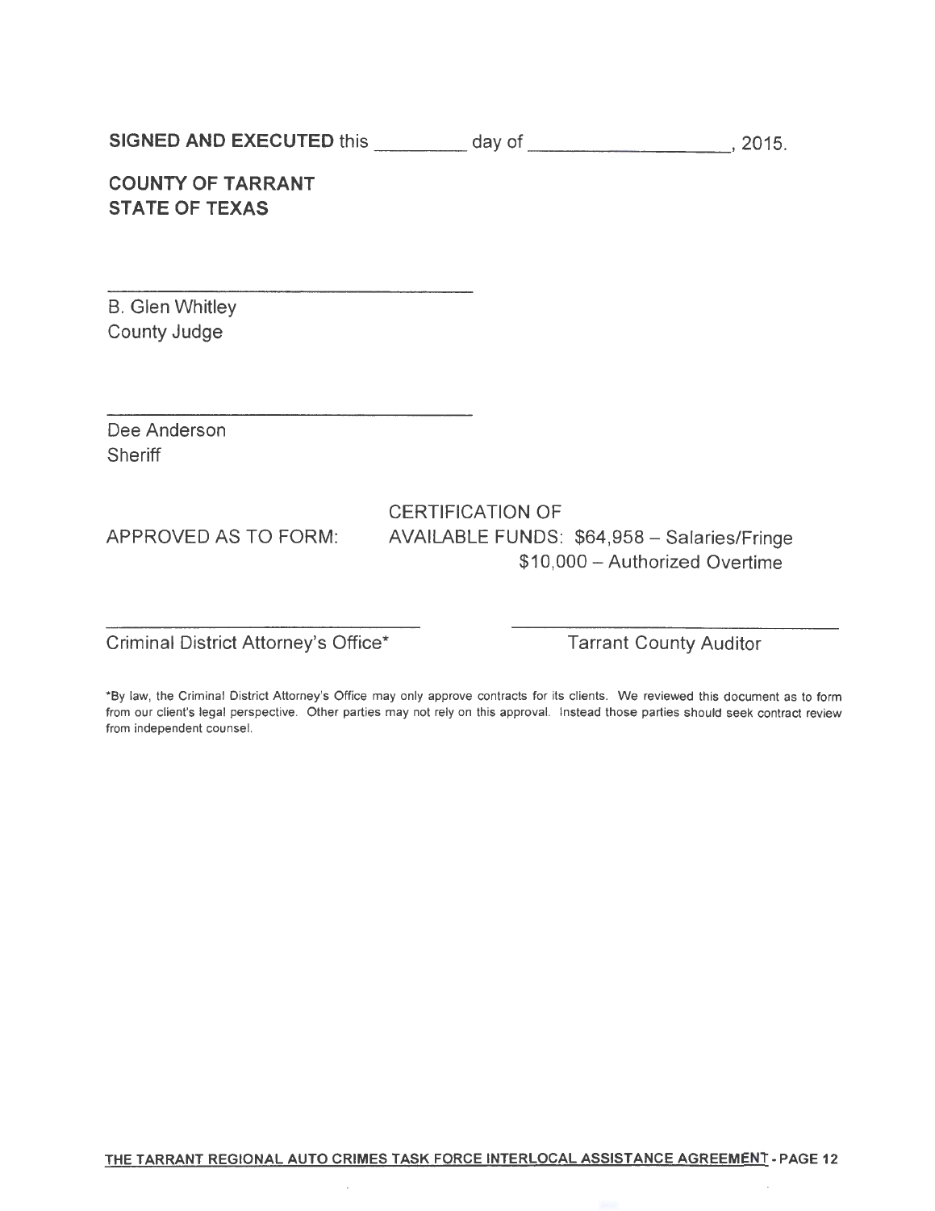**SIGNED AND EXECUTED** this _________ day of ___________________, 2015.

**COUNTY OF TARRANT**
**STATE OF TEXAS**

_______________________________________
B. Glen Whitley
County Judge

_______________________________________
Dee Anderson
Sheriff

APPROVED AS TO FORM:

CERTIFICATION OF
AVAILABLE FUNDS: $64,958 – Salaries/Fringe
$10,000 – Authorized Overtime

_________________________________
Criminal District Attorney's Office*

_________________________________
Tarrant County Auditor

*By law, the Criminal District Attorney's Office may only approve contracts for its clients. We reviewed this document as to form from our client's legal perspective. Other parties may not rely on this approval. Instead those parties should seek contract review from independent counsel.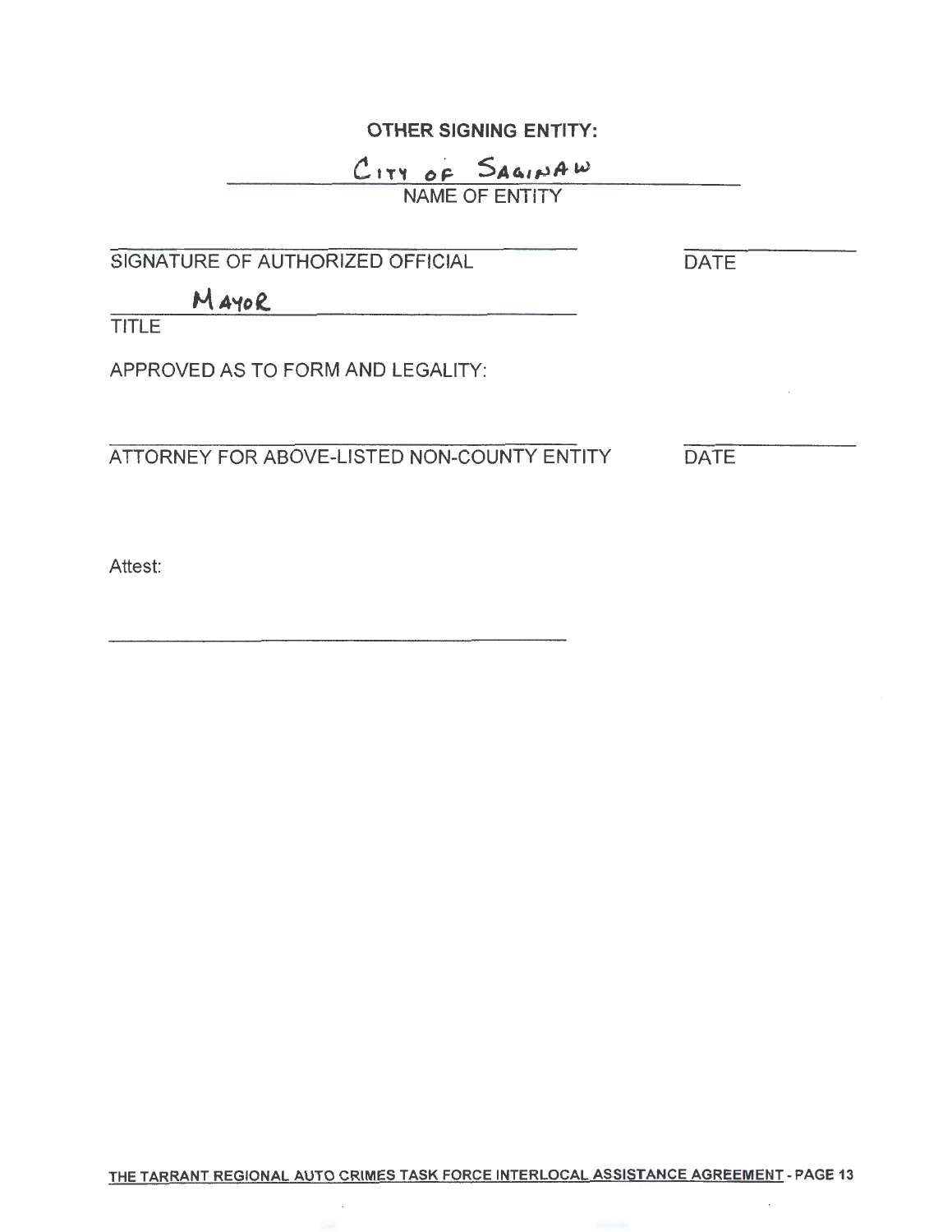**OTHER SIGNING ENTITY:**

City of Saginaw
NAME OF ENTITY

_______________________________ _______________
SIGNATURE OF AUTHORIZED OFFICIAL DATE

Mayor
TITLE

APPROVED AS TO FORM AND LEGALITY:

_______________________________ _______________
ATTORNEY FOR ABOVE-LISTED NON-COUNTY ENTITY DATE

Attest:

_______________________________

**THE TARRANT REGIONAL AUTO CRIMES TASK FORCE INTERLOCAL ASSISTANCE AGREEMENT - PAGE 13**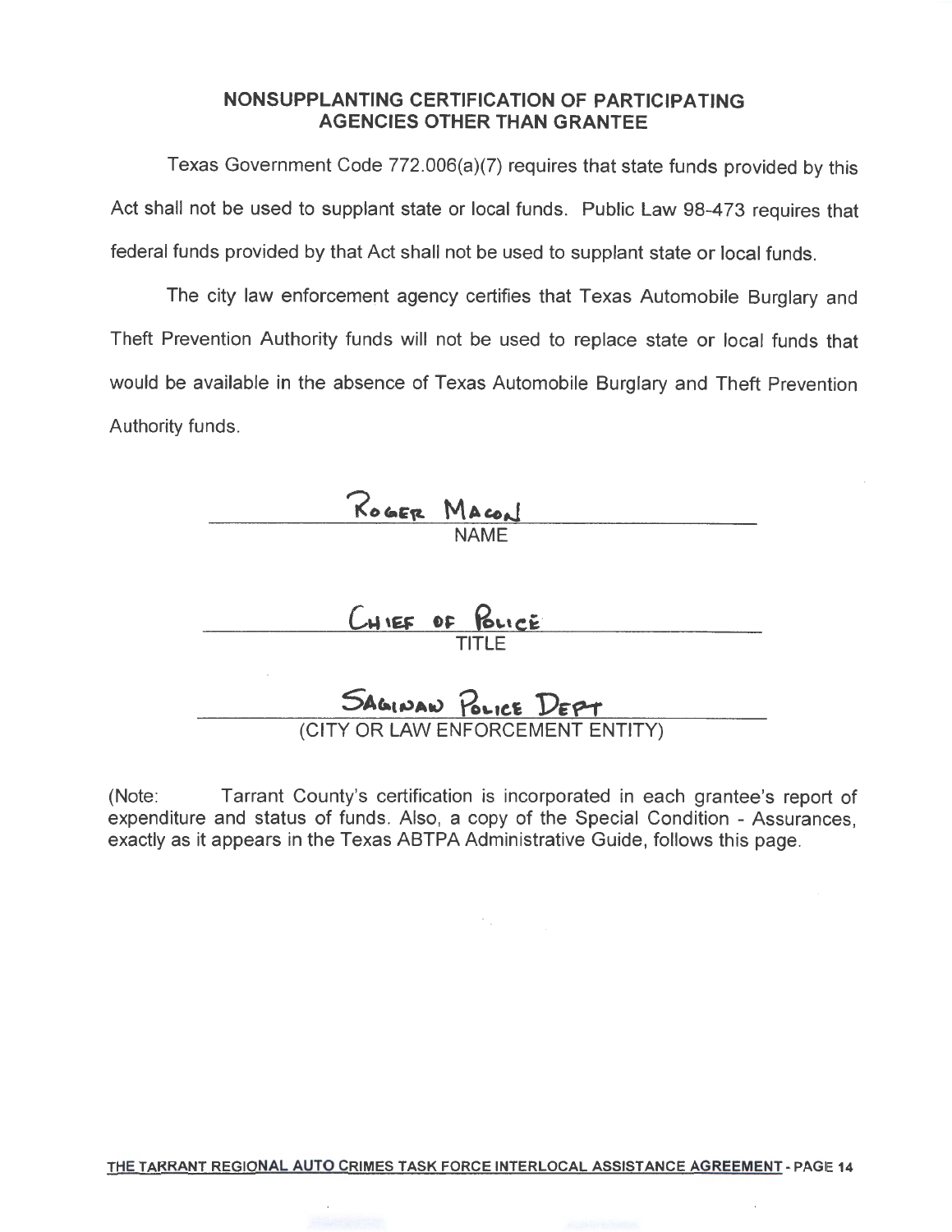## NONSUPPLANTING CERTIFICATION OF PARTICIPATING AGENCIES OTHER THAN GRANTEE

Texas Government Code 772.006(a)(7) requires that state funds provided by this Act shall not be used to supplant state or local funds. Public Law 98-473 requires that federal funds provided by that Act shall not be used to supplant state or local funds.

The city law enforcement agency certifies that Texas Automobile Burglary and Theft Prevention Authority funds will not be used to replace state or local funds that would be available in the absence of Texas Automobile Burglary and Theft Prevention Authority funds.

ROGER MACON
NAME

CHIEF OF POLICE
TITLE

SAGINAW POLICE DEPT
(CITY OR LAW ENFORCEMENT ENTITY)

(Note: Tarrant County's certification is incorporated in each grantee's report of expenditure and status of funds. Also, a copy of the Special Condition - Assurances, exactly as it appears in the Texas ABTPA Administrative Guide, follows this page.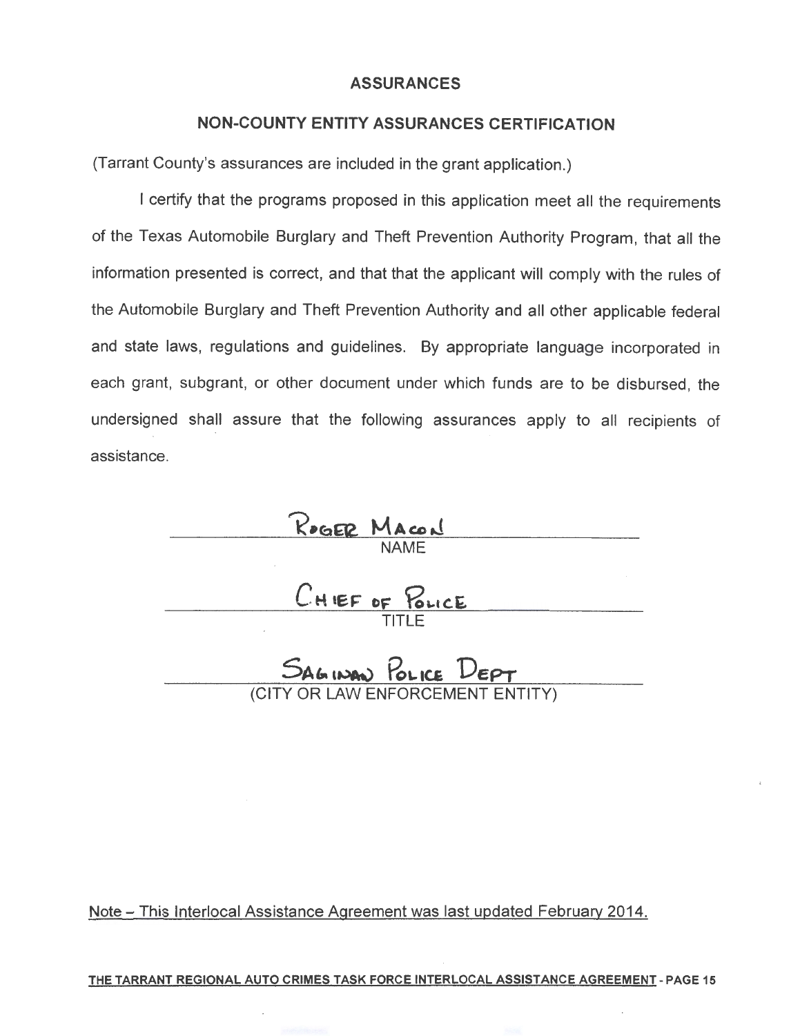## ASSURANCES

## NON-COUNTY ENTITY ASSURANCES CERTIFICATION

(Tarrant County's assurances are included in the grant application.)

I certify that the programs proposed in this application meet all the requirements of the Texas Automobile Burglary and Theft Prevention Authority Program, that all the information presented is correct, and that that the applicant will comply with the rules of the Automobile Burglary and Theft Prevention Authority and all other applicable federal and state laws, regulations and guidelines. By appropriate language incorporated in each grant, subgrant, or other document under which funds are to be disbursed, the undersigned shall assure that the following assurances apply to all recipients of assistance.

ROGER MACON
NAME

CHIEF OF POLICE
TITLE

SAGINAW POLICE DEPT
(CITY OR LAW ENFORCEMENT ENTITY)

Note – This Interlocal Assistance Agreement was last updated February 2014.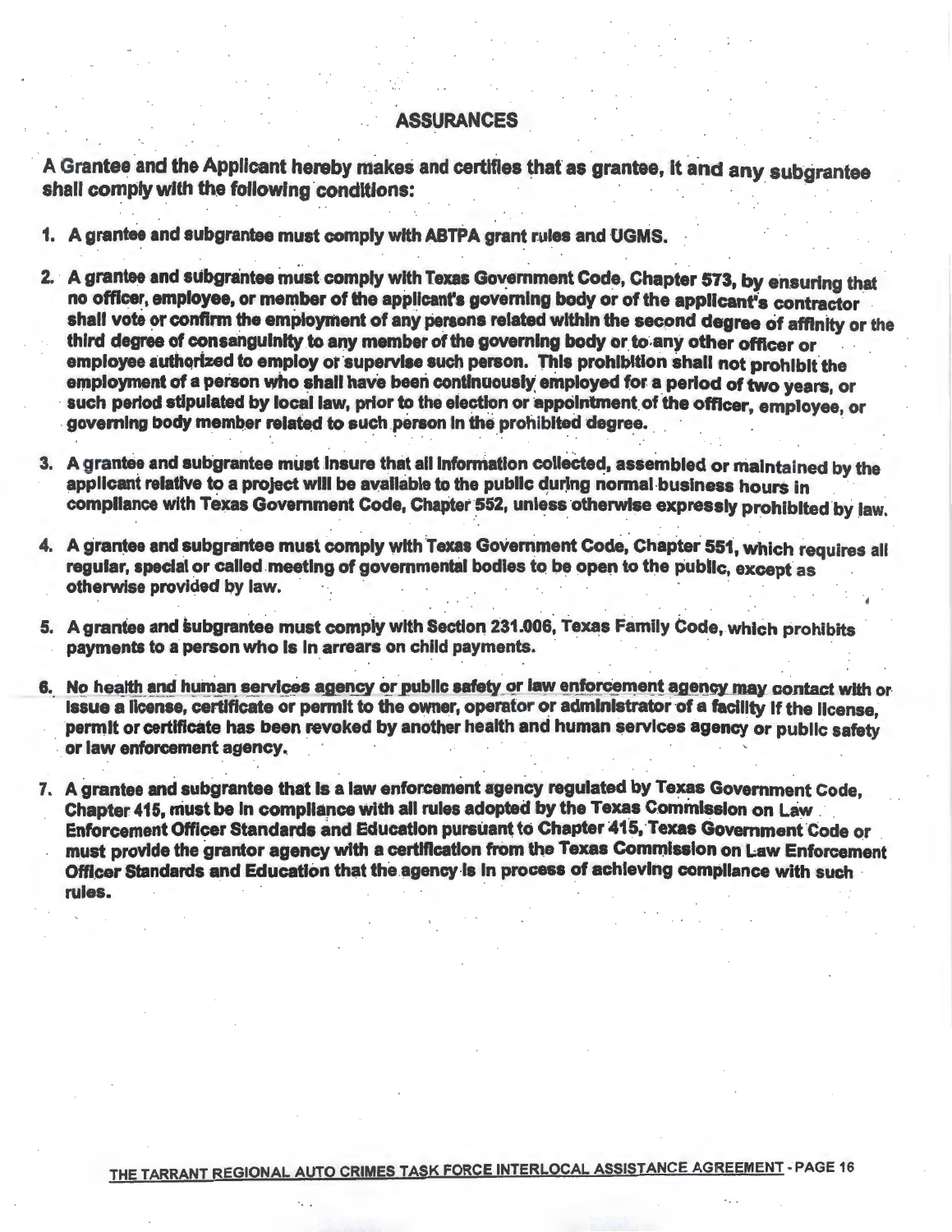## ASSURANCES

**A Grantee and the Applicant hereby makes and certifies that as grantee, it and any subgrantee shall comply with the following conditions:**

1. **A grantee and subgrantee must comply with ABTPA grant rules and UGMS.**

2. **A grantee and subgrantee must comply with Texas Government Code, Chapter 573, by ensuring that no officer, employee, or member of the applicant's governing body or of the applicant's contractor shall vote or confirm the employment of any persons related within the second degree of affinity or the third degree of consanguinity to any member of the governing body or to any other officer or employee authorized to employ or supervise such person. This prohibition shall not prohibit the employment of a person who shall have been continuously employed for a period of two years, or such period stipulated by local law, prior to the election or appointment of the officer, employee, or governing body member related to such person in the prohibited degree.**

3. **A grantee and subgrantee must insure that all information collected, assembled or maintained by the applicant relative to a project will be available to the public during normal business hours in compliance with Texas Government Code, Chapter 552, unless otherwise expressly prohibited by law.**

4. **A grantee and subgrantee must comply with Texas Government Code, Chapter 551, which requires all regular, special or called meeting of governmental bodies to be open to the public, except as otherwise provided by law.**

5. **A grantee and subgrantee must comply with Section 231.006, Texas Family Code, which prohibits payments to a person who is in arrears on child payments.**

6. **No health and human services agency or public safety or law enforcement agency may contact with or issue a license, certificate or permit to the owner, operator or administrator of a facility if the license, permit or certificate has been revoked by another health and human services agency or public safety or law enforcement agency.**

7. **A grantee and subgrantee that is a law enforcement agency regulated by Texas Government Code, Chapter 415, must be in compliance with all rules adopted by the Texas Commission on Law Enforcement Officer Standards and Education pursuant to Chapter 415, Texas Government Code or must provide the grantor agency with a certification from the Texas Commission on Law Enforcement Officer Standards and Education that the agency is in process of achieving compliance with such rules.**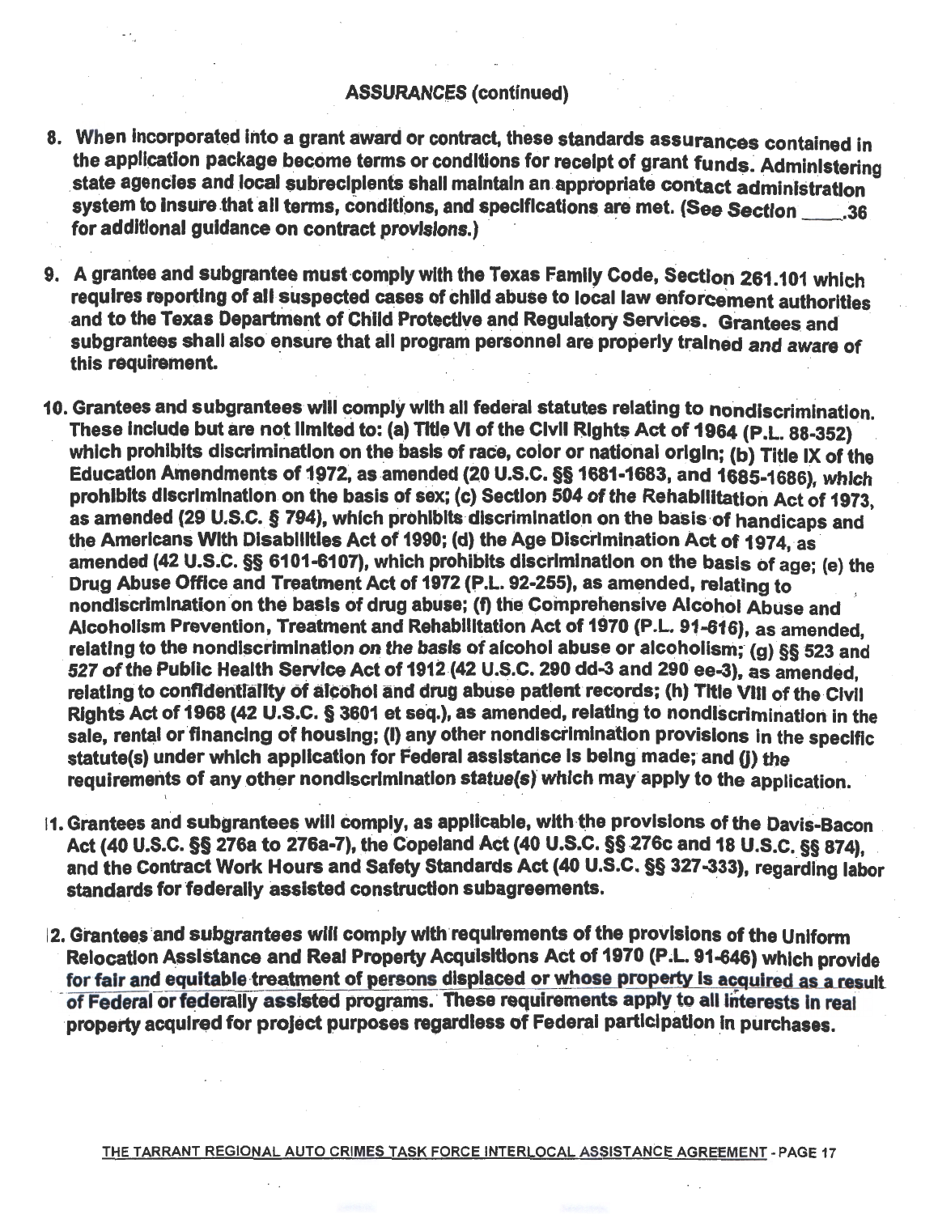**ASSURANCES (continued)**

8. When incorporated into a grant award or contract, these standards assurances contained in the application package become terms or conditions for receipt of grant funds. Administering state agencies and local subrecipients shall maintain an appropriate contact administration system to insure that all terms, conditions, and specifications are met. (*See Section \_\_\_\_.36 for additional guidance on contract provisions.*)

9. A grantee and subgrantee must comply with the Texas Family Code, Section 261.101 which requires reporting of all suspected cases of child abuse to local law enforcement authorities and to the Texas Department of Child Protective and Regulatory Services. Grantees and subgrantees shall also ensure that all program personnel are properly trained *and* aware of this requirement.

10. Grantees and subgrantees will comply with all federal statutes relating to nondiscrimination. These include but are not limited to: (a) Title VI of the Civil Rights Act of 1964 (P.L. 88-352) which prohibits discrimination on the basis of race, color or national origin; (b) Title IX of the Education Amendments of 1972, as amended (20 U.S.C. §§ 1681-1683, and 1685-1686), *which* prohibits discrimination on the basis of sex; (c) Section 504 *of* the Rehabilitation Act of 1973, as amended (29 *U.S.C.* § 794), which prohibits discrimination on the basis of handicaps and the Americans With Disabilities Act of 1990; (d) the Age Discrimination Act of 1974, as amended (42 U.S.C. §§ 6101-6107), which prohibits discrimination on the basis of age; (e) the Drug Abuse Office and Treatment Act of 1972 (P.L. 92-255), as amended, relating to nondiscrimination on the basis of drug abuse; (f) the Comprehensive Alcohol Abuse and Alcoholism Prevention, Treatment and Rehabilitation Act of 1970 (P.L. 91-616), as amended, relating to the nondiscrimination *on the basis* of alcohol abuse or alcoholism; (g) §§ 523 and 527 of the Public Health Service Act of 1912 (42 U.S.C. 290 dd-3 and 290 ee-3), as amended, relating to confidentiality of alcohol and drug abuse patient records; (h) Title VIII of the Civil Rights Act of 1968 (42 U.S.C. § 3601 et seq.), as amended, relating to nondiscrimination in the sale, rental or financing of housing; (i) any other nondiscrimination provisions in the specific statute(s) under which application for Federal assistance is being made; and (j) *the* requirements of any other nondiscrimination *statue(s) which* may apply to the application.

11. Grantees and subgrantees will comply, as applicable, with the provisions of the Davis-Bacon Act (40 U.S.C. §§ 276a to 276a-7), the Copeland Act (40 U.S.C. §§ 276c and 18 U.S.C. §§ 874), and the Contract Work Hours and Safety Standards Act (40 U.S.C. §§ 327-333), regarding labor standards for federally assisted construction subagreements.

12. Grantees and subgrantees will comply with requirements of the provisions of the Uniform Relocation Assistance and Real Property Acquisitions Act of 1970 (P.L. 91-646) which provide for fair and equitable treatment of persons displaced or whose property is acquired as a result of Federal or federally assisted programs. These requirements apply to all interests in real property acquired for project purposes regardless of Federal participation in purchases.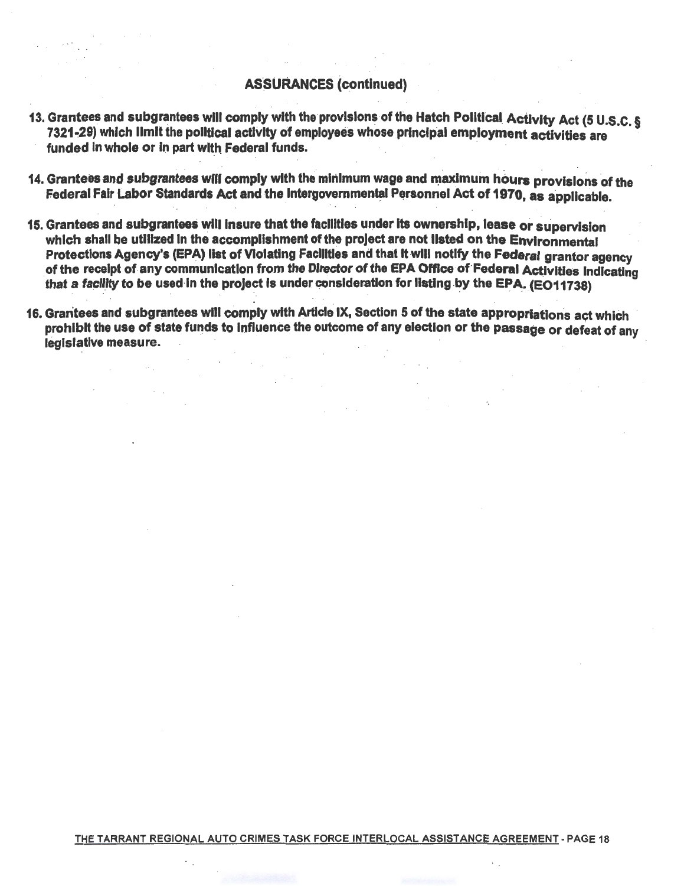## ASSURANCES (continued)

13. Grantees and subgrantees will comply with the provisions of the Hatch Political Activity Act (5 U.S.C. § 7321-29) which limit the political activity of employees whose principal employment activities are funded in whole or in part with Federal funds.

14. Grantees and subgrantees will comply with the minimum wage and maximum hours provisions of the Federal Fair Labor Standards Act and the Intergovernmental Personnel Act of 1970, as applicable.

15. Grantees and subgrantees will insure that the facilities under its ownership, lease or supervision which shall be utilized in the accomplishment of the project are not listed on the Environmental Protections Agency's (EPA) list of Violating Facilities and that it will notify the Federal grantor agency of the receipt of any communication from the Director of the EPA Office of Federal Activities indicating that a facility to be used in the project is under consideration for listing by the EPA. (EO11738)

16. Grantees and subgrantees will comply with Article IX, Section 5 of the state appropriations act which prohibit the use of state funds to influence the outcome of any election or the passage or defeat of any legislative measure.

THE TARRANT REGIONAL AUTO CRIMES TASK FORCE INTERLOCAL ASSISTANCE AGREEMENT - PAGE 18